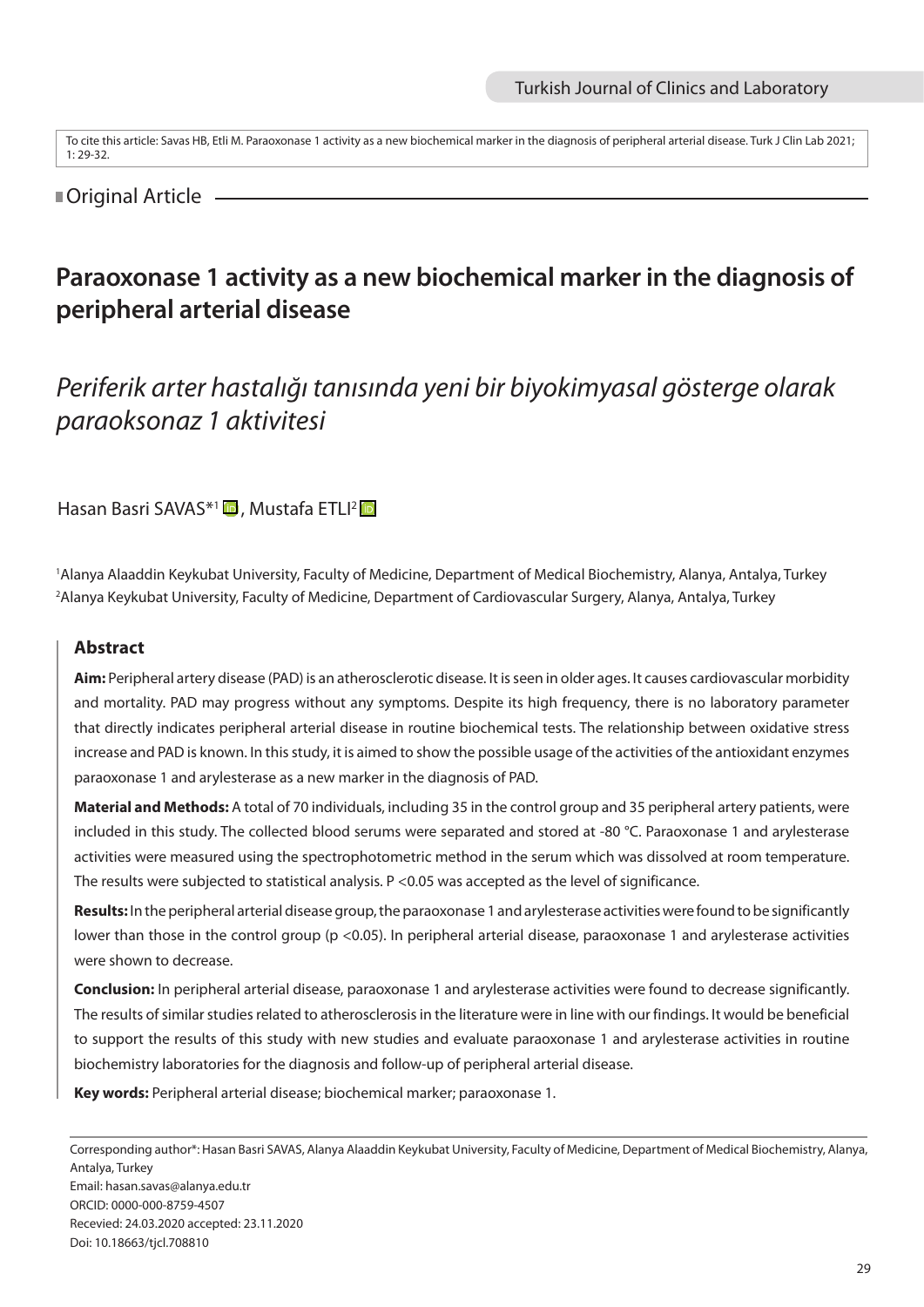To cite this article: Savas HB, Etli M. Paraoxonase 1 activity as a new biochemical marker in the diagnosis of peripheral arterial disease. Turk J Clin Lab 2021; 1: 29-32.

Original Article

# Paraoxonase 1 activity as a new biochemical marker in the diagnosis of peripheral arterial disease

## *Periferik arter hastalığı tanısında yeni bir biyokimyasal gösterge olarak paraoksonaz 1 aktivitesi*

Hasan Basri SAVAS*[1], Mustafa ETLI[2]

[1]Alanya Alaaddin Keykubat University, Faculty of Medicine, Department of Medical Biochemistry, Alanya, Antalya, Turkey
[2]Alanya Keykubat University, Faculty of Medicine, Department of Cardiovascular Surgery, Alanya, Antalya, Turkey

### Abstract

**Aim:** Peripheral artery disease (PAD) is an atherosclerotic disease. It is seen in older ages. It causes cardiovascular morbidity and mortality. PAD may progress without any symptoms. Despite its high frequency, there is no laboratory parameter that directly indicates peripheral arterial disease in routine biochemical tests. The relationship between oxidative stress increase and PAD is known. In this study, it is aimed to show the possible usage of the activities of the antioxidant enzymes paraoxonase 1 and arylesterase as a new marker in the diagnosis of PAD.

**Material and Methods:** A total of 70 individuals, including 35 in the control group and 35 peripheral artery patients, were included in this study. The collected blood serums were separated and stored at -80 °C. Paraoxonase 1 and arylesterase activities were measured using the spectrophotometric method in the serum which was dissolved at room temperature. The results were subjected to statistical analysis. P <0.05 was accepted as the level of significance.

**Results:** In the peripheral arterial disease group, the paraoxonase 1 and arylesterase activities were found to be significantly lower than those in the control group (p <0.05). In peripheral arterial disease, paraoxonase 1 and arylesterase activities were shown to decrease.

**Conclusion:** In peripheral arterial disease, paraoxonase 1 and arylesterase activities were found to decrease significantly. The results of similar studies related to atherosclerosis in the literature were in line with our findings. It would be beneficial to support the results of this study with new studies and evaluate paraoxonase 1 and arylesterase activities in routine biochemistry laboratories for the diagnosis and follow-up of peripheral arterial disease.

**Key words:** Peripheral arterial disease; biochemical marker; paraoxonase 1.

Corresponding author*: Hasan Basri SAVAS, Alanya Alaaddin Keykubat University, Faculty of Medicine, Department of Medical Biochemistry, Alanya, Antalya, Turkey
Email: hasan.savas@alanya.edu.tr
ORCID: 0000-000-8759-4507
Recevied: 24.03.2020 accepted: 23.11.2020
Doi: 10.18663/tjcl.708810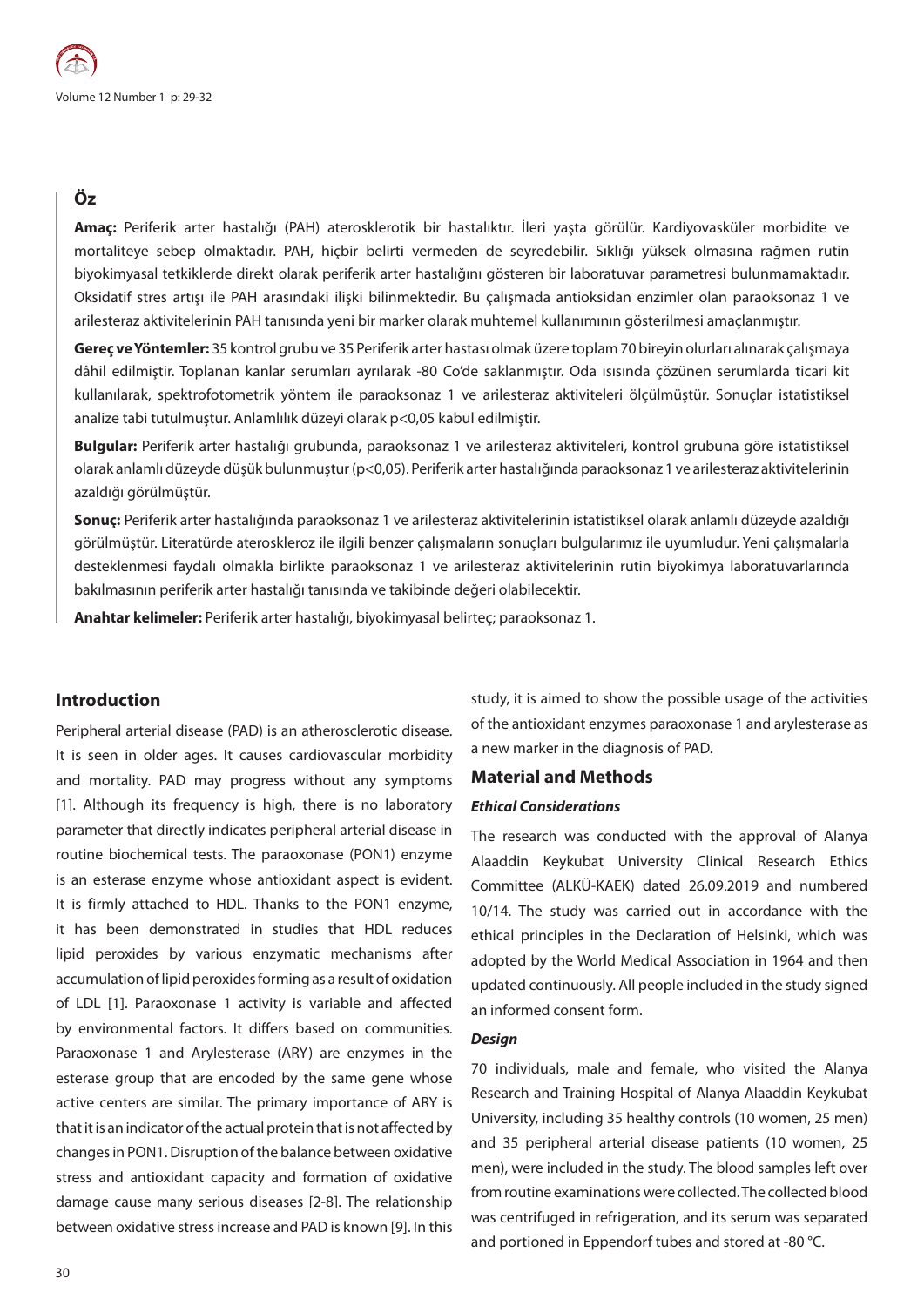## Öz

**Amaç:** Periferik arter hastalığı (PAH) aterosklerotik bir hastalıktır. İleri yaşta görülür. Kardiyovasküler morbidite ve mortaliteye sebep olmaktadır. PAH, hiçbir belirti vermeden de seyredebilir. Sıklığı yüksek olmasına rağmen rutin biyokimyasal tetkiklerde direkt olarak periferik arter hastalığını gösteren bir laboratuvar parametresi bulunmamaktadır. Oksidatif stres artışı ile PAH arasındaki ilişki bilinmektedir. Bu çalışmada antioksidan enzimler olan paraoksonaz 1 ve arilesteraz aktivitelerinin PAH tanısında yeni bir marker olarak muhtemel kullanımının gösterilmesi amaçlanmıştır.

**Gereç ve Yöntemler:** 35 kontrol grubu ve 35 Periferik arter hastası olmak üzere toplam 70 bireyin olurları alınarak çalışmaya dâhil edilmiştir. Toplanan kanlar serumları ayrılarak -80 Co'de saklanmıştır. Oda ısısında çözünen serumlarda ticari kit kullanılarak, spektrofotometrik yöntem ile paraoksonaz 1 ve arilesteraz aktiviteleri ölçülmüştür. Sonuçlar istatistiksel analize tabi tutulmuştur. Anlamlılık düzeyi olarak $p<0,05$ kabul edilmiştir.

**Bulgular:** Periferik arter hastalığı grubunda, paraoksonaz 1 ve arilesteraz aktiviteleri, kontrol grubuna göre istatistiksel olarak anlamlı düzeyde düşük bulunmuştur ($p<0,05$). Periferik arter hastalığında paraoksonaz 1 ve arilesteraz aktivitelerinin azaldığı görülmüştür.

**Sonuç:** Periferik arter hastalığında paraoksonaz 1 ve arilesteraz aktivitelerinin istatistiksel olarak anlamlı düzeyde azaldığı görülmüştür. Literatürde ateroskleroz ile ilgili benzer çalışmaların sonuçları bulgularımız ile uyumludur. Yeni çalışmalarla desteklenmesi faydalı olmakla birlikte paraoksonaz 1 ve arilesteraz aktivitelerinin rutin biyokimya laboratuvarlarında bakılmasının periferik arter hastalığı tanısında ve takibinde değeri olabilecektir.

**Anahtar kelimeler:** Periferik arter hastalığı, biyokimyasal belirteç; paraoksonaz 1.

## Introduction

Peripheral arterial disease (PAD) is an atherosclerotic disease. It is seen in older ages. It causes cardiovascular morbidity and mortality. PAD may progress without any symptoms [1]. Although its frequency is high, there is no laboratory parameter that directly indicates peripheral arterial disease in routine biochemical tests. The paraoxonase (PON1) enzyme is an esterase enzyme whose antioxidant aspect is evident. It is firmly attached to HDL. Thanks to the PON1 enzyme, it has been demonstrated in studies that HDL reduces lipid peroxides by various enzymatic mechanisms after accumulation of lipid peroxides forming as a result of oxidation of LDL [1]. Paraoxonase 1 activity is variable and affected by environmental factors. It differs based on communities. Paraoxonase 1 and Arylesterase (ARY) are enzymes in the esterase group that are encoded by the same gene whose active centers are similar. The primary importance of ARY is that it is an indicator of the actual protein that is not affected by changes in PON1. Disruption of the balance between oxidative stress and antioxidant capacity and formation of oxidative damage cause many serious diseases [2-8]. The relationship between oxidative stress increase and PAD is known [9]. In this study, it is aimed to show the possible usage of the activities of the antioxidant enzymes paraoxonase 1 and arylesterase as a new marker in the diagnosis of PAD.

## Material and Methods

### *Ethical Considerations*

The research was conducted with the approval of Alanya Alaaddin Keykubat University Clinical Research Ethics Committee (ALKÜ-KAEK) dated 26.09.2019 and numbered 10/14. The study was carried out in accordance with the ethical principles in the Declaration of Helsinki, which was adopted by the World Medical Association in 1964 and then updated continuously. All people included in the study signed an informed consent form.

### *Design*

70 individuals, male and female, who visited the Alanya Research and Training Hospital of Alanya Alaaddin Keykubat University, including 35 healthy controls (10 women, 25 men) and 35 peripheral arterial disease patients (10 women, 25 men), were included in the study. The blood samples left over from routine examinations were collected. The collected blood was centrifuged in refrigeration, and its serum was separated and portioned in Eppendorf tubes and stored at -80 °C.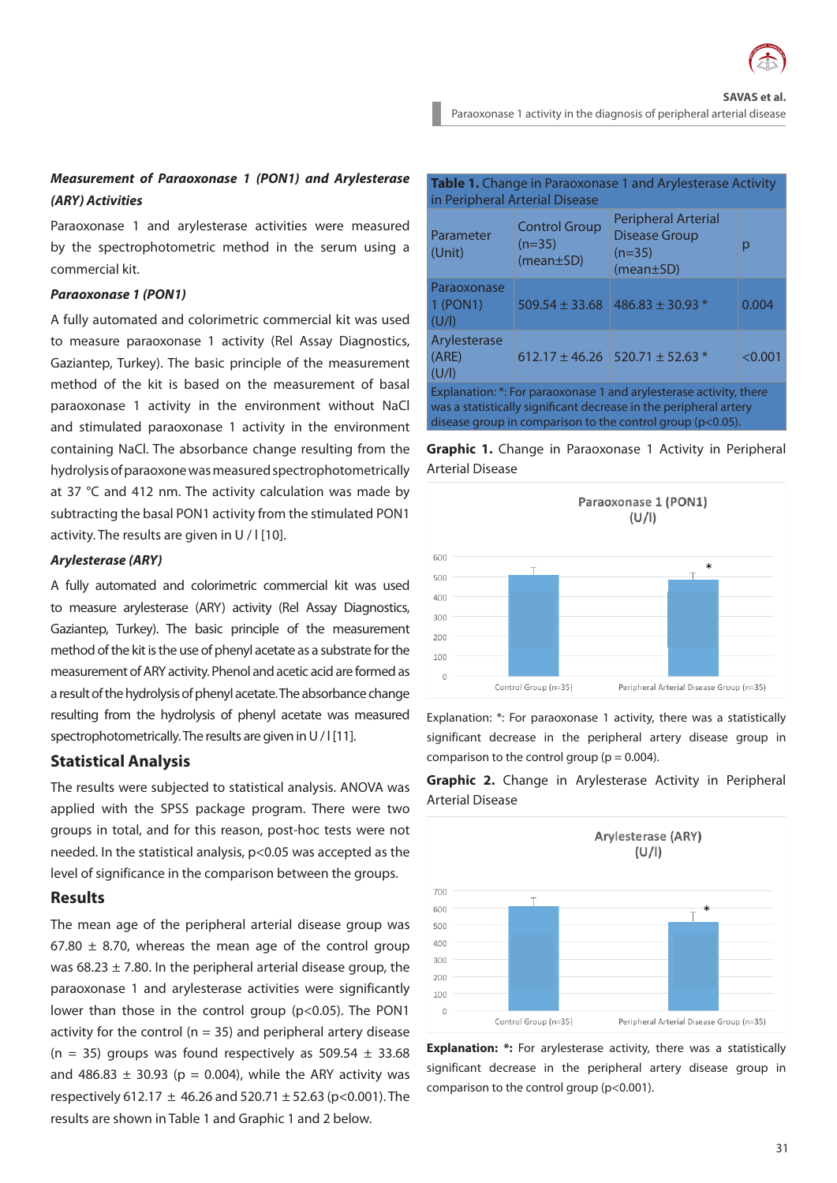***Measurement of Paraoxonase 1 (PON1) and Arylesterase (ARY) Activities***

Paraoxonase 1 and arylesterase activities were measured by the spectrophotometric method in the serum using a commercial kit.

***Paraoxonase 1 (PON1)***

A fully automated and colorimetric commercial kit was used to measure paraoxonase 1 activity (Rel Assay Diagnostics, Gaziantep, Turkey). The basic principle of the measurement method of the kit is based on the measurement of basal paraoxonase 1 activity in the environment without NaCl and stimulated paraoxonase 1 activity in the environment containing NaCl. The absorbance change resulting from the hydrolysis of paraoxone was measured spectrophotometrically at 37 °C and 412 nm. The activity calculation was made by subtracting the basal PON1 activity from the stimulated PON1 activity. The results are given in U / l [10].

***Arylesterase (ARY)***

A fully automated and colorimetric commercial kit was used to measure arylesterase (ARY) activity (Rel Assay Diagnostics, Gaziantep, Turkey). The basic principle of the measurement method of the kit is the use of phenyl acetate as a substrate for the measurement of ARY activity. Phenol and acetic acid are formed as a result of the hydrolysis of phenyl acetate. The absorbance change resulting from the hydrolysis of phenyl acetate was measured spectrophotometrically. The results are given in U / l [11].

## Statistical Analysis

The results were subjected to statistical analysis. ANOVA was applied with the SPSS package program. There were two groups in total, and for this reason, post-hoc tests were not needed. In the statistical analysis, $p<0.05$ was accepted as the level of significance in the comparison between the groups.

## Results

The mean age of the peripheral arterial disease group was 67.80 ± 8.70, whereas the mean age of the control group was 68.23 ± 7.80. In the peripheral arterial disease group, the paraoxonase 1 and arylesterase activities were significantly lower than those in the control group ($p<0.05$). The PON1 activity for the control (n = 35) and peripheral artery disease (n = 35) groups was found respectively as 509.54 ± 33.68 and 486.83 ± 30.93 ($p = 0.004$), while the ARY activity was respectively 612.17 ± 46.26 and 520.71 ± 52.63 ($p<0.001$). The results are shown in Table 1 and Graphic 1 and 2 below.

**Table 1.** Change in Paraoxonase 1 and Arylesterase Activity in Peripheral Arterial Disease

| Parameter (Unit) | Control Group (n=35) (mean±SD) | Peripheral Arterial Disease Group (n=35) (mean±SD) | p |
|---|---|---|---|
| Paraoxonase 1 (PON1) (U/l) | 509.54 ± 33.68 | 486.83 ± 30.93 * | 0.004 |
| Arylesterase (ARE) (U/l) | 612.17 ± 46.26 | 520.71 ± 52.63 * | <0.001 |

Explanation: *: For paraoxonase 1 and arylesterase activity, there was a statistically significant decrease in the peripheral artery disease group in comparison to the control group ($p<0.05$).

**Graphic 1.** Change in Paraoxonase 1 Activity in Peripheral Arterial Disease

Explanation: *: For paraoxonase 1 activity, there was a statistically significant decrease in the peripheral artery disease group in comparison to the control group ($p = 0.004$).

**Graphic 2.** Change in Arylesterase Activity in Peripheral Arterial Disease

**Explanation: *:** For arylesterase activity, there was a statistically significant decrease in the peripheral artery disease group in comparison to the control group ($p<0.001$).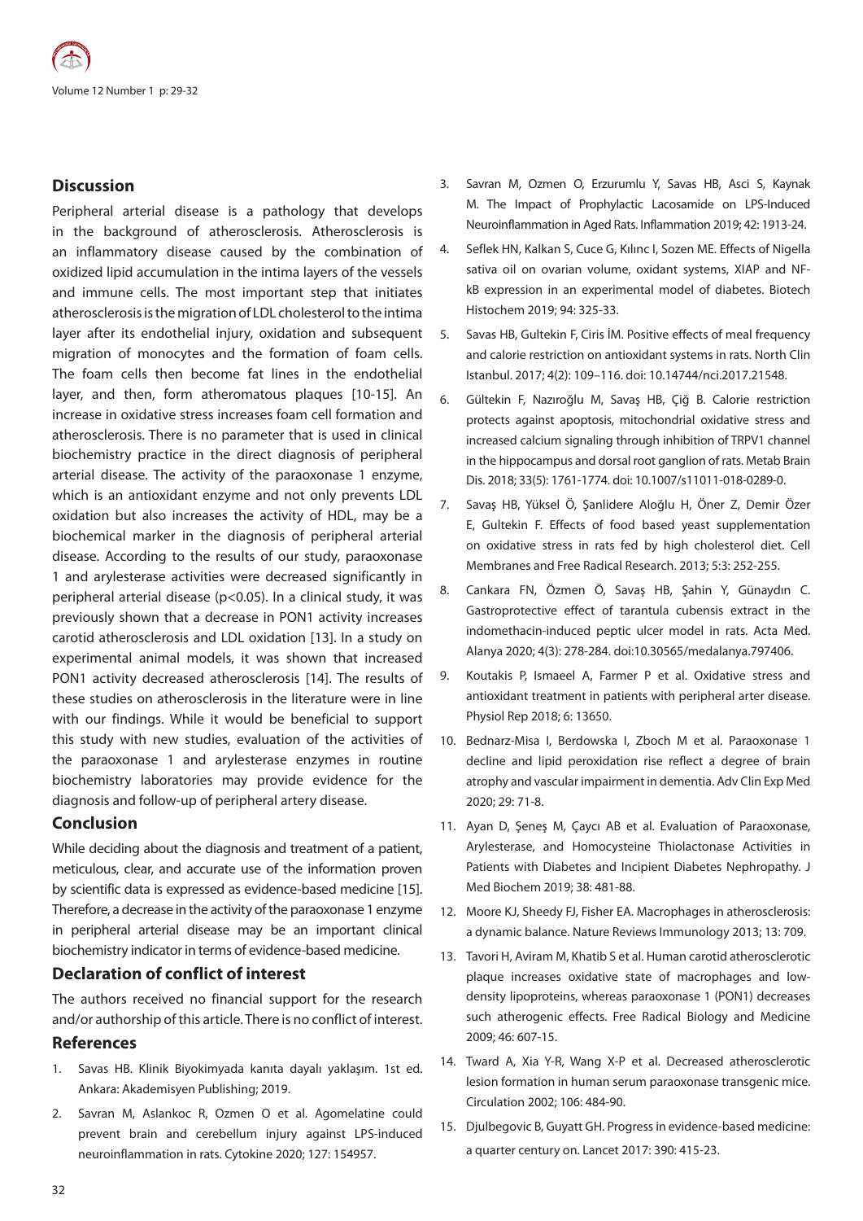## Discussion

Peripheral arterial disease is a pathology that develops in the background of atherosclerosis. Atherosclerosis is an inflammatory disease caused by the combination of oxidized lipid accumulation in the intima layers of the vessels and immune cells. The most important step that initiates atherosclerosis is the migration of LDL cholesterol to the intima layer after its endothelial injury, oxidation and subsequent migration of monocytes and the formation of foam cells. The foam cells then become fat lines in the endothelial layer, and then, form atheromatous plaques [10-15]. An increase in oxidative stress increases foam cell formation and atherosclerosis. There is no parameter that is used in clinical biochemistry practice in the direct diagnosis of peripheral arterial disease. The activity of the paraoxonase 1 enzyme, which is an antioxidant enzyme and not only prevents LDL oxidation but also increases the activity of HDL, may be a biochemical marker in the diagnosis of peripheral arterial disease. According to the results of our study, paraoxonase 1 and arylesterase activities were decreased significantly in peripheral arterial disease ($p<0.05$). In a clinical study, it was previously shown that a decrease in PON1 activity increases carotid atherosclerosis and LDL oxidation [13]. In a study on experimental animal models, it was shown that increased PON1 activity decreased atherosclerosis [14]. The results of these studies on atherosclerosis in the literature were in line with our findings. While it would be beneficial to support this study with new studies, evaluation of the activities of the paraoxonase 1 and arylesterase enzymes in routine biochemistry laboratories may provide evidence for the diagnosis and follow-up of peripheral artery disease.

## Conclusion

While deciding about the diagnosis and treatment of a patient, meticulous, clear, and accurate use of the information proven by scientific data is expressed as evidence-based medicine [15]. Therefore, a decrease in the activity of the paraoxonase 1 enzyme in peripheral arterial disease may be an important clinical biochemistry indicator in terms of evidence-based medicine.

## Declaration of conflict of interest

The authors received no financial support for the research and/or authorship of this article. There is no conflict of interest.

## References

1. Savas HB. Klinik Biyokimyada kanıta dayalı yaklaşım. 1st ed. Ankara: Akademisyen Publishing; 2019.
2. Savran M, Aslankoc R, Ozmen O et al. Agomelatine could prevent brain and cerebellum injury against LPS-induced neuroinflammation in rats. Cytokine 2020; 127: 154957.
3. Savran M, Ozmen O, Erzurumlu Y, Savas HB, Asci S, Kaynak M. The Impact of Prophylactic Lacosamide on LPS-Induced Neuroinflammation in Aged Rats. Inflammation 2019; 42: 1913-24.
4. Seflek HN, Kalkan S, Cuce G, Kılınc I, Sozen ME. Effects of Nigella sativa oil on ovarian volume, oxidant systems, XIAP and NF-kB expression in an experimental model of diabetes. Biotech Histochem 2019; 94: 325-33.
5. Savas HB, Gultekin F, Ciris İM. Positive effects of meal frequency and calorie restriction on antioxidant systems in rats. North Clin Istanbul. 2017; 4(2): 109–116. doi: 10.14744/nci.2017.21548.
6. Gültekin F, Nazıroğlu M, Savaş HB, Çiğ B. Calorie restriction protects against apoptosis, mitochondrial oxidative stress and increased calcium signaling through inhibition of TRPV1 channel in the hippocampus and dorsal root ganglion of rats. Metab Brain Dis. 2018; 33(5): 1761-1774. doi: 10.1007/s11011-018-0289-0.
7. Savaş HB, Yüksel Ö, Şanlidere Aloğlu H, Öner Z, Demir Özer E, Gultekin F. Effects of food based yeast supplementation on oxidative stress in rats fed by high cholesterol diet. Cell Membranes and Free Radical Research. 2013; 5:3: 252-255.
8. Cankara FN, Özmen Ö, Savaş HB, Şahin Y, Günaydın C. Gastroprotective effect of tarantula cubensis extract in the indomethacin-induced peptic ulcer model in rats. Acta Med. Alanya 2020; 4(3): 278-284. doi:10.30565/medalanya.797406.
9. Koutakis P, Ismaeel A, Farmer P et al. Oxidative stress and antioxidant treatment in patients with peripheral arter disease. Physiol Rep 2018; 6: 13650.
10. Bednarz-Misa I, Berdowska I, Zboch M et al. Paraoxonase 1 decline and lipid peroxidation rise reflect a degree of brain atrophy and vascular impairment in dementia. Adv Clin Exp Med 2020; 29: 71-8.
11. Ayan D, Şeneş M, Çaycı AB et al. Evaluation of Paraoxonase, Arylesterase, and Homocysteine Thiolactonase Activities in Patients with Diabetes and Incipient Diabetes Nephropathy. J Med Biochem 2019; 38: 481-88.
12. Moore KJ, Sheedy FJ, Fisher EA. Macrophages in atherosclerosis: a dynamic balance. Nature Reviews Immunology 2013; 13: 709.
13. Tavori H, Aviram M, Khatib S et al. Human carotid atherosclerotic plaque increases oxidative state of macrophages and low-density lipoproteins, whereas paraoxonase 1 (PON1) decreases such atherogenic effects. Free Radical Biology and Medicine 2009; 46: 607-15.
14. Tward A, Xia Y-R, Wang X-P et al. Decreased atherosclerotic lesion formation in human serum paraoxonase transgenic mice. Circulation 2002; 106: 484-90.
15. Djulbegovic B, Guyatt GH. Progress in evidence-based medicine: a quarter century on. Lancet 2017: 390: 415-23.